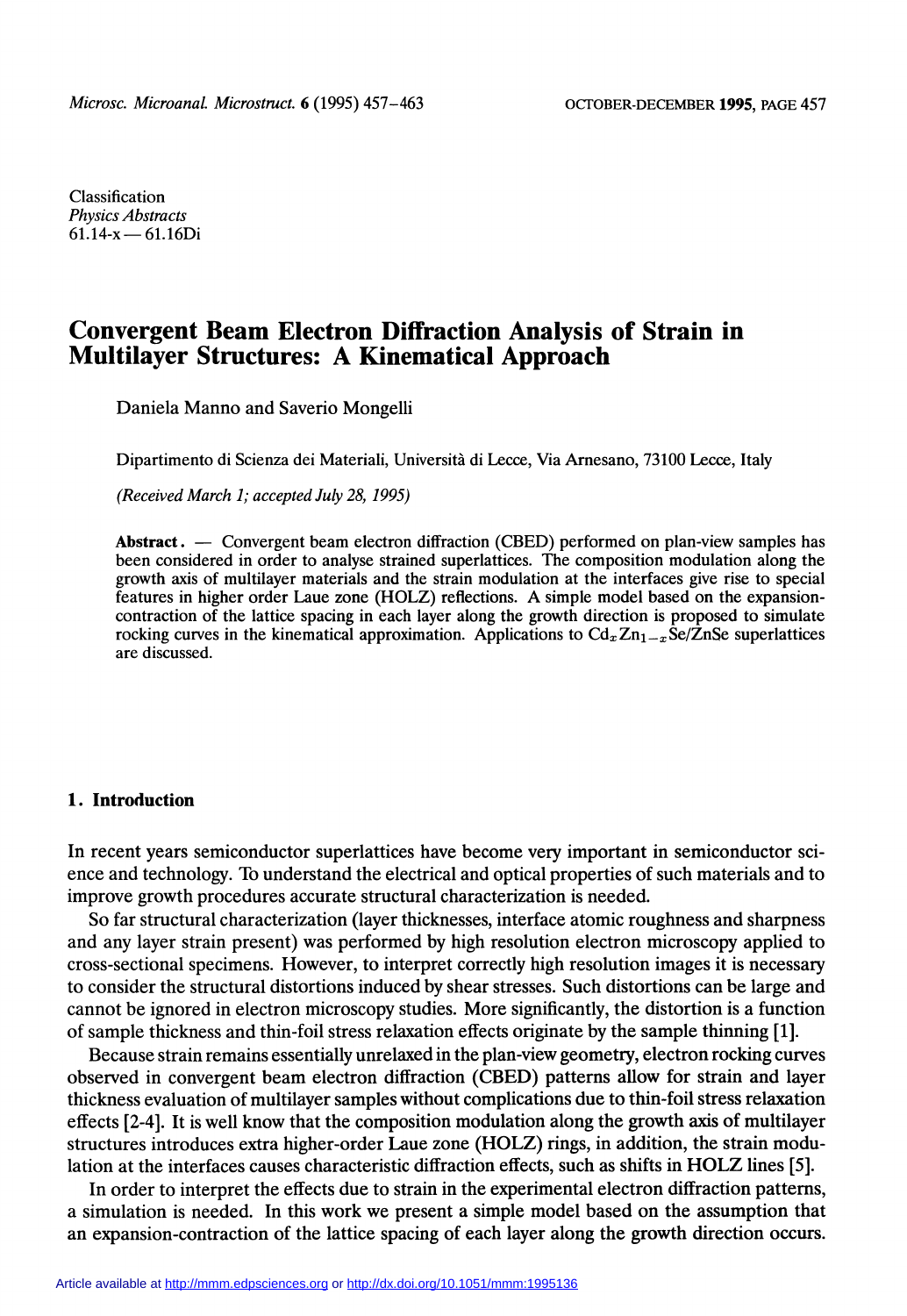Classification
*Physics Abstracts*
61.14-x — 61.16Di

# Convergent Beam Electron Diffraction Analysis of Strain in Multilayer Structures: A Kinematical Approach

Daniela Manno and Saverio Mongelli

Dipartimento di Scienza dei Materiali, Università di Lecce, Via Arnesano, 73100 Lecce, Italy

*(Received March 1; accepted July 28, 1995)*

**Abstract.** — Convergent beam electron diffraction (CBED) performed on plan-view samples has been considered in order to analyse strained superlattices. The composition modulation along the growth axis of multilayer materials and the strain modulation at the interfaces give rise to special features in higher order Laue zone (HOLZ) reflections. A simple model based on the expansion-contraction of the lattice spacing in each layer along the growth direction is proposed to simulate rocking curves in the kinematical approximation. Applications to $Cd_xZn_{1-x}Se/ZnSe$ superlattices are discussed.

## 1. Introduction

In recent years semiconductor superlattices have become very important in semiconductor science and technology. To understand the electrical and optical properties of such materials and to improve growth procedures accurate structural characterization is needed.

So far structural characterization (layer thicknesses, interface atomic roughness and sharpness and any layer strain present) was performed by high resolution electron microscopy applied to cross-sectional specimens. However, to interpret correctly high resolution images it is necessary to consider the structural distortions induced by shear stresses. Such distortions can be large and cannot be ignored in electron microscopy studies. More significantly, the distortion is a function of sample thickness and thin-foil stress relaxation effects originate by the sample thinning [1].

Because strain remains essentially unrelaxed in the plan-view geometry, electron rocking curves observed in convergent beam electron diffraction (CBED) patterns allow for strain and layer thickness evaluation of multilayer samples without complications due to thin-foil stress relaxation effects [2-4]. It is well know that the composition modulation along the growth axis of multilayer structures introduces extra higher-order Laue zone (HOLZ) rings, in addition, the strain modulation at the interfaces causes characteristic diffraction effects, such as shifts in HOLZ lines [5].

In order to interpret the effects due to strain in the experimental electron diffraction patterns, a simulation is needed. In this work we present a simple model based on the assumption that an expansion-contraction of the lattice spacing of each layer along the growth direction occurs.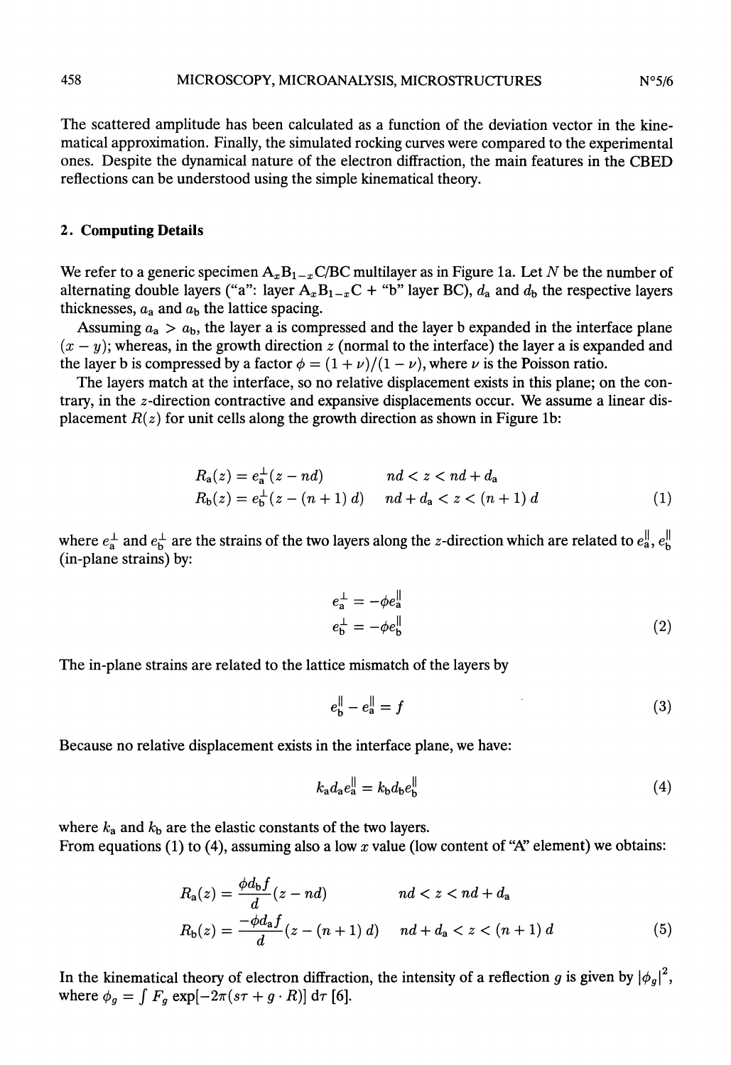The scattered amplitude has been calculated as a function of the deviation vector in the kinematical approximation. Finally, the simulated rocking curves were compared to the experimental ones. Despite the dynamical nature of the electron diffraction, the main features in the CBED reflections can be understood using the simple kinematical theory.

## 2. Computing Details

We refer to a generic specimen $A_xB_{1-x}C$/BC multilayer as in Figure 1a. Let $N$ be the number of alternating double layers ("a": layer $A_xB_{1-x}C$ + "b" layer BC), $d_a$ and $d_b$ the respective layers thicknesses, $a_a$ and $a_b$ the lattice spacing.

Assuming $a_a > a_b$, the layer a is compressed and the layer b expanded in the interface plane $(x - y)$; whereas, in the growth direction $z$ (normal to the interface) the layer a is expanded and the layer b is compressed by a factor $\phi = (1 + \nu)/(1 - \nu)$, where $\nu$ is the Poisson ratio.

The layers match at the interface, so no relative displacement exists in this plane; on the contrary, in the $z$-direction contractive and expansive displacements occur. We assume a linear displacement $R(z)$ for unit cells along the growth direction as shown in Figure 1b:

$$
\begin{aligned}
R_a(z) &= e_a^{\perp}(z - nd) \qquad & nd < z < nd + d_a \\
R_b(z) &= e_b^{\perp}(z - (n+1)\,d) \qquad & nd + d_a < z < (n+1)\,d
\end{aligned}
\tag{1}
$$

where $e_a^{\perp}$ and $e_b^{\perp}$ are the strains of the two layers along the $z$-direction which are related to $e_a^{\parallel}$, $e_b^{\parallel}$ (in-plane strains) by:

$$
\begin{aligned}
e_a^{\perp} &= -\phi e_a^{\parallel} \\
e_b^{\perp} &= -\phi e_b^{\parallel}
\end{aligned}
\tag{2}
$$

The in-plane strains are related to the lattice mismatch of the layers by

$$
e_b^{\parallel} - e_a^{\parallel} = f \tag{3}
$$

Because no relative displacement exists in the interface plane, we have:

$$
k_a d_a e_a^{\parallel} = k_b d_b e_b^{\parallel} \tag{4}
$$

where $k_a$ and $k_b$ are the elastic constants of the two layers.
From equations (1) to (4), assuming also a low $x$ value (low content of "A" element) we obtains:

$$
\begin{aligned}
R_a(z) &= \frac{\phi d_b f}{d}(z - nd) \qquad & nd < z < nd + d_a \\
R_b(z) &= \frac{-\phi d_a f}{d}(z - (n+1)\,d) \qquad & nd + d_a < z < (n+1)\,d
\end{aligned}
\tag{5}
$$

In the kinematical theory of electron diffraction, the intensity of a reflection $g$ is given by $|\phi_g|^2$, where $\phi_g = \int F_g \exp[-2\pi(s\tau + g \cdot R)]\, \mathrm{d}\tau$ [6].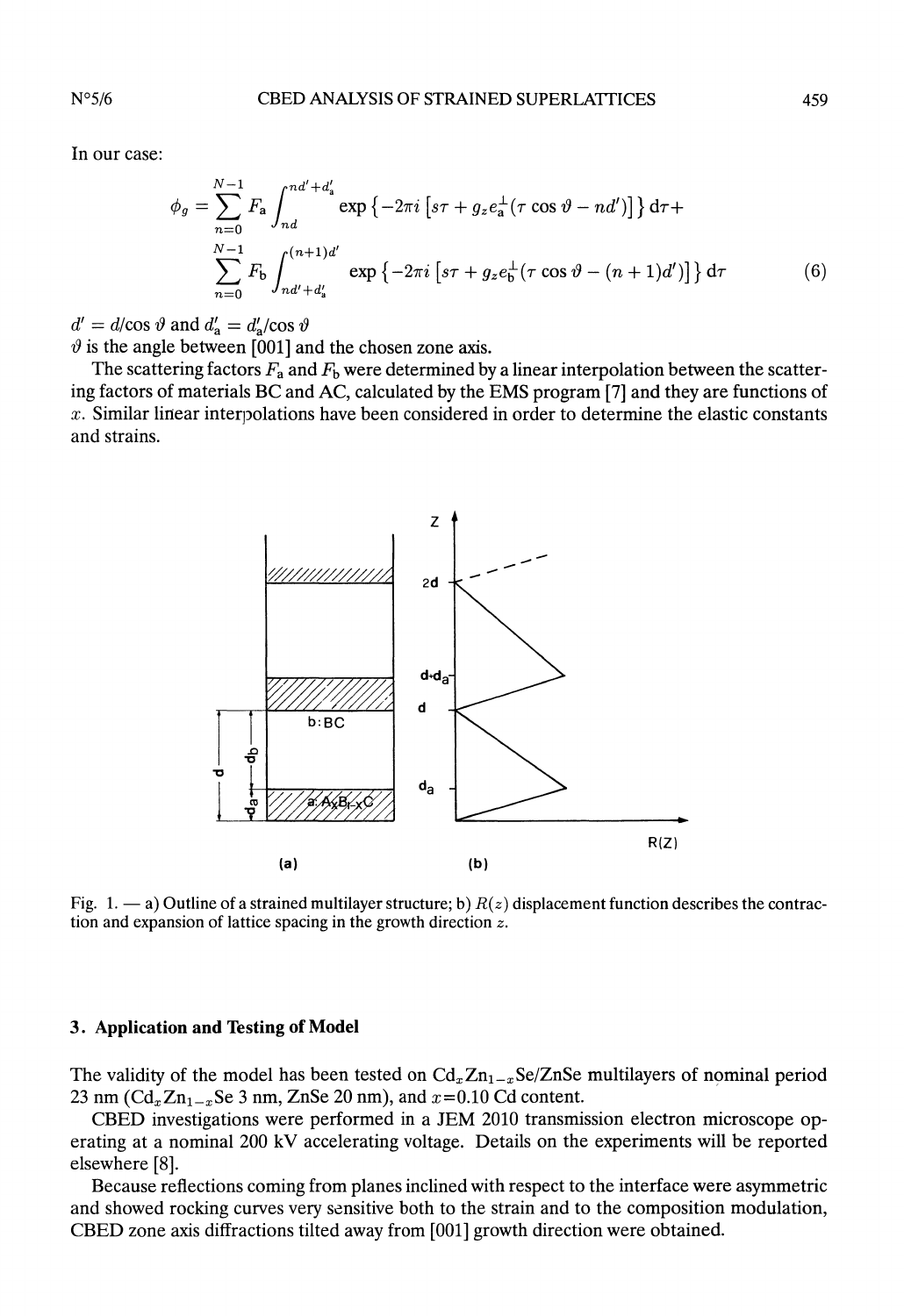In our case:

$$\phi_g = \sum_{n=0}^{N-1} F_{\rm a} \int_{nd}^{nd'+d'_{\rm a}} \exp\left\{-2\pi i \left[s\tau + g_z e_{\rm a}^{\perp}(\tau \cos\vartheta - nd')\right]\right\} {\rm d}\tau +$$

$$\sum_{n=0}^{N-1} F_{\rm b} \int_{nd'+d'_{\rm a}}^{(n+1)d'} \exp\left\{-2\pi i \left[s\tau + g_z e_{\rm b}^{\perp}(\tau \cos\vartheta - (n+1)d')\right]\right\} {\rm d}\tau \qquad (6)$$

$d' = d/\cos\vartheta$ and $d'_{\rm a} = d'_{\rm a}/\cos\vartheta$

$\vartheta$ is the angle between [001] and the chosen zone axis.

The scattering factors $F_{\rm a}$ and $F_{\rm b}$ were determined by a linear interpolation between the scattering factors of materials BC and AC, calculated by the EMS program [7] and they are functions of $x$. Similar linear interpolations have been considered in order to determine the elastic constants and strains.

Fig. 1. — a) Outline of a strained multilayer structure; b) $R(z)$ displacement function describes the contraction and expansion of lattice spacing in the growth direction $z$.

## 3. Application and Testing of Model

The validity of the model has been tested on $Cd_xZn_{1-x}Se$/ZnSe multilayers of nominal period 23 nm ($Cd_xZn_{1-x}Se$ 3 nm, ZnSe 20 nm), and $x$=0.10 Cd content.

CBED investigations were performed in a JEM 2010 transmission electron microscope operating at a nominal 200 kV accelerating voltage. Details on the experiments will be reported elsewhere [8].

Because reflections coming from planes inclined with respect to the interface were asymmetric and showed rocking curves very sensitive both to the strain and to the composition modulation, CBED zone axis diffractions tilted away from [001] growth direction were obtained.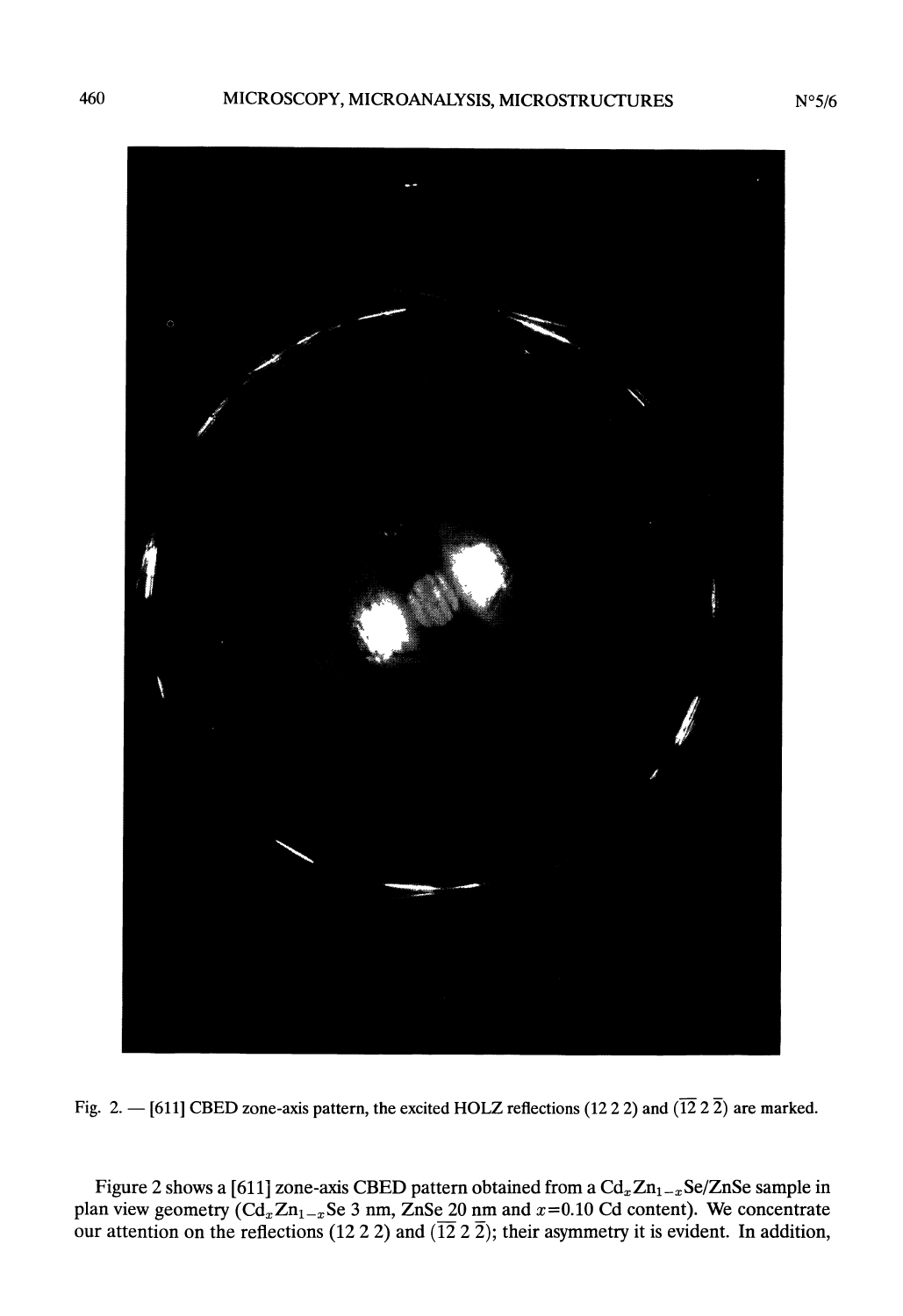Fig. 2. — [611] CBED zone-axis pattern, the excited HOLZ reflections (12 2 2) and ($\overline{12}$ 2 $\overline{2}$) are marked.

Figure 2 shows a [611] zone-axis CBED pattern obtained from a $Cd_xZn_{1-x}Se$/ZnSe sample in plan view geometry ($Cd_xZn_{1-x}Se$ 3 nm, ZnSe 20 nm and $x$=0.10 Cd content). We concentrate our attention on the reflections (12 2 2) and ($\overline{12}$ 2 $\overline{2}$); their asymmetry it is evident. In addition,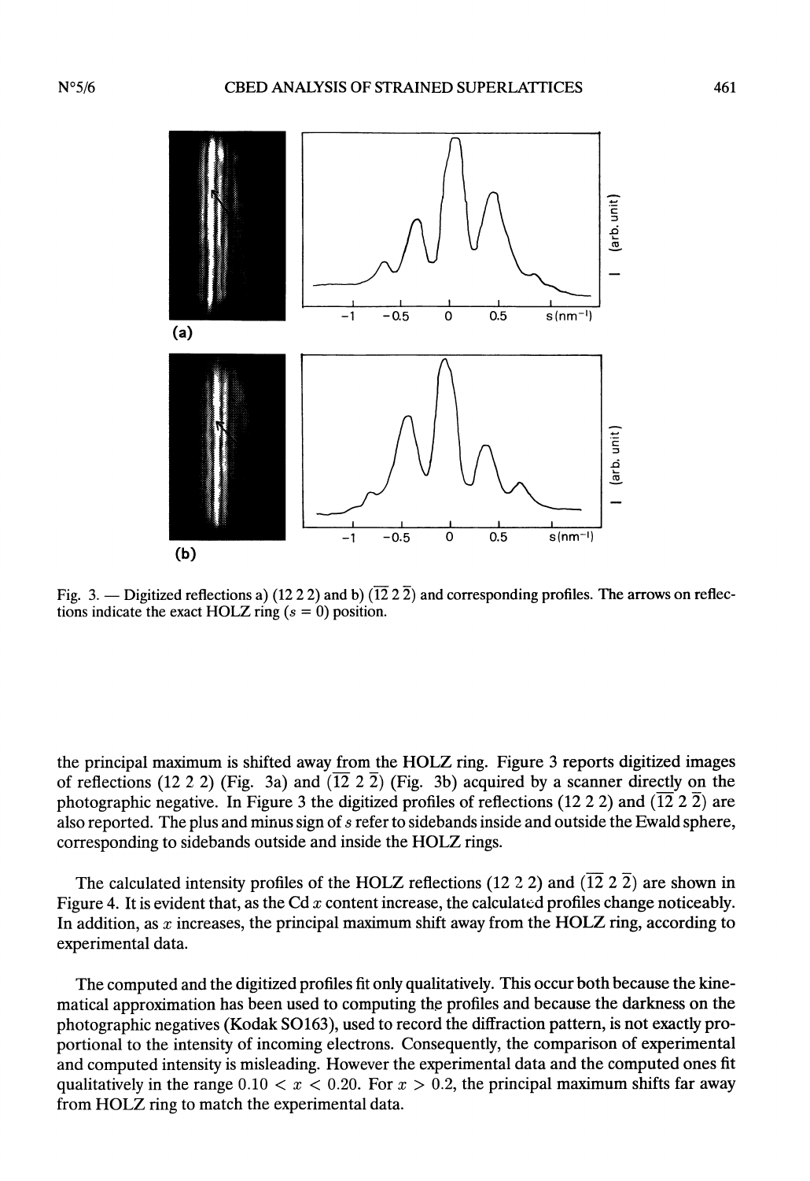Fig. 3. — Digitized reflections a) (12 2 2) and b) ($\overline{12}$ 2 $\overline{2}$) and corresponding profiles. The arrows on reflections indicate the exact HOLZ ring ($s = 0$) position.

the principal maximum is shifted away from the HOLZ ring. Figure 3 reports digitized images of reflections (12 2 2) (Fig. 3a) and ($\overline{12}$ 2 $\overline{2}$) (Fig. 3b) acquired by a scanner directly on the photographic negative. In Figure 3 the digitized profiles of reflections (12 2 2) and ($\overline{12}$ 2 $\overline{2}$) are also reported. The plus and minus sign of $s$ refer to sidebands inside and outside the Ewald sphere, corresponding to sidebands outside and inside the HOLZ rings.

The calculated intensity profiles of the HOLZ reflections (12 2 2) and ($\overline{12}$ 2 $\overline{2}$) are shown in Figure 4. It is evident that, as the Cd $x$ content increase, the calculated profiles change noticeably. In addition, as $x$ increases, the principal maximum shift away from the HOLZ ring, according to experimental data.

The computed and the digitized profiles fit only qualitatively. This occur both because the kinematical approximation has been used to computing the profiles and because the darkness on the photographic negatives (Kodak SO163), used to record the diffraction pattern, is not exactly proportional to the intensity of incoming electrons. Consequently, the comparison of experimental and computed intensity is misleading. However the experimental data and the computed ones fit qualitatively in the range $0.10 < x < 0.20$. For $x > 0.2$, the principal maximum shifts far away from HOLZ ring to match the experimental data.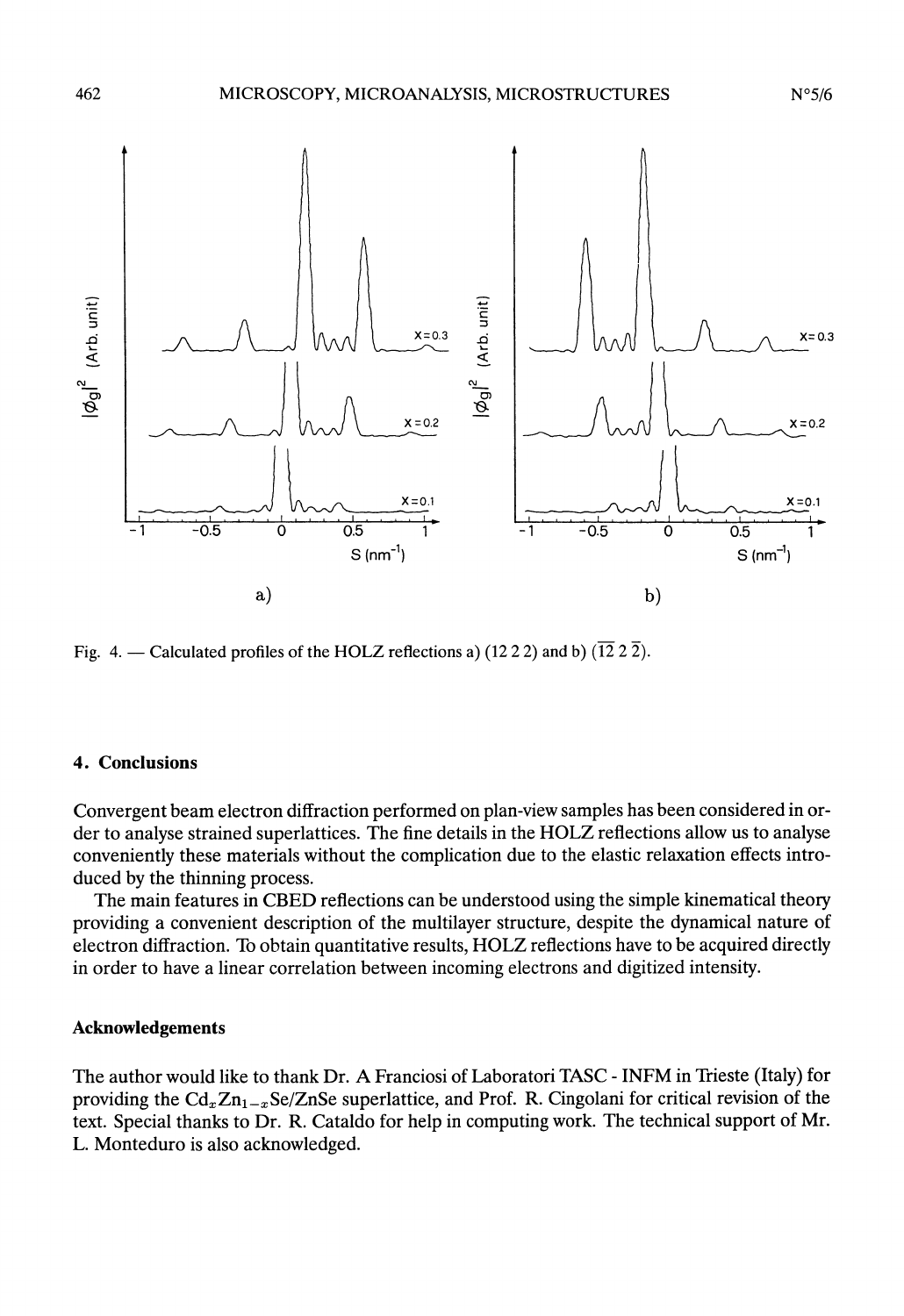Fig. 4. — Calculated profiles of the HOLZ reflections a) (12 2 2) and b) $(\overline{12}\ 2\ \overline{2})$.

### 4. Conclusions

Convergent beam electron diffraction performed on plan-view samples has been considered in order to analyse strained superlattices. The fine details in the HOLZ reflections allow us to analyse conveniently these materials without the complication due to the elastic relaxation effects introduced by the thinning process.

The main features in CBED reflections can be understood using the simple kinematical theory providing a convenient description of the multilayer structure, despite the dynamical nature of electron diffraction. To obtain quantitative results, HOLZ reflections have to be acquired directly in order to have a linear correlation between incoming electrons and digitized intensity.

#### Acknowledgements

The author would like to thank Dr. A Franciosi of Laboratori TASC - INFM in Trieste (Italy) for providing the $Cd_xZn_{1-x}Se/ZnSe$ superlattice, and Prof. R. Cingolani for critical revision of the text. Special thanks to Dr. R. Cataldo for help in computing work. The technical support of Mr. L. Monteduro is also acknowledged.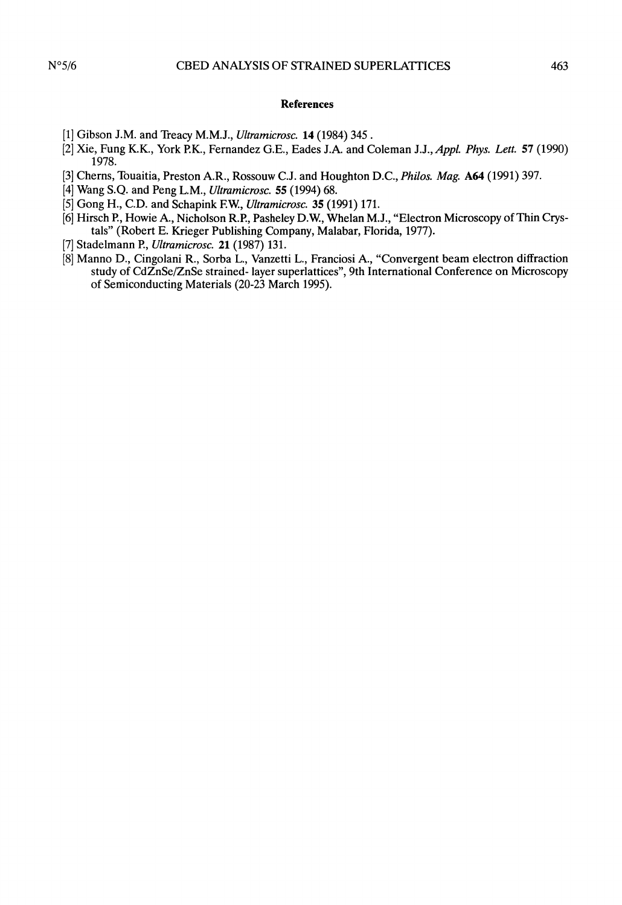## References

[1] Gibson J.M. and Treacy M.M.J., *Ultramicrosc.* **14** (1984) 345 .

[2] Xie, Fung K.K., York P.K., Fernandez G.E., Eades J.A. and Coleman J.J., *Appl. Phys. Lett.* **57** (1990) 1978.

[3] Cherns, Touaitia, Preston A.R., Rossouw C.J. and Houghton D.C., *Philos. Mag.* **A64** (1991) 397.

[4] Wang S.Q. and Peng L.M., *Ultramicrosc.* **55** (1994) 68.

[5] Gong H., C.D. and Schapink F.W., *Ultramicrosc.* **35** (1991) 171.

[6] Hirsch P., Howie A., Nicholson R.P., Pasheley D.W., Whelan M.J., "Electron Microscopy of Thin Crystals" (Robert E. Krieger Publishing Company, Malabar, Florida, 1977).

[7] Stadelmann P., *Ultramicrosc.* **21** (1987) 131.

[8] Manno D., Cingolani R., Sorba L., Vanzetti L., Franciosi A., "Convergent beam electron diffraction study of CdZnSe/ZnSe strained- layer superlattices", 9th International Conference on Microscopy of Semiconducting Materials (20-23 March 1995).